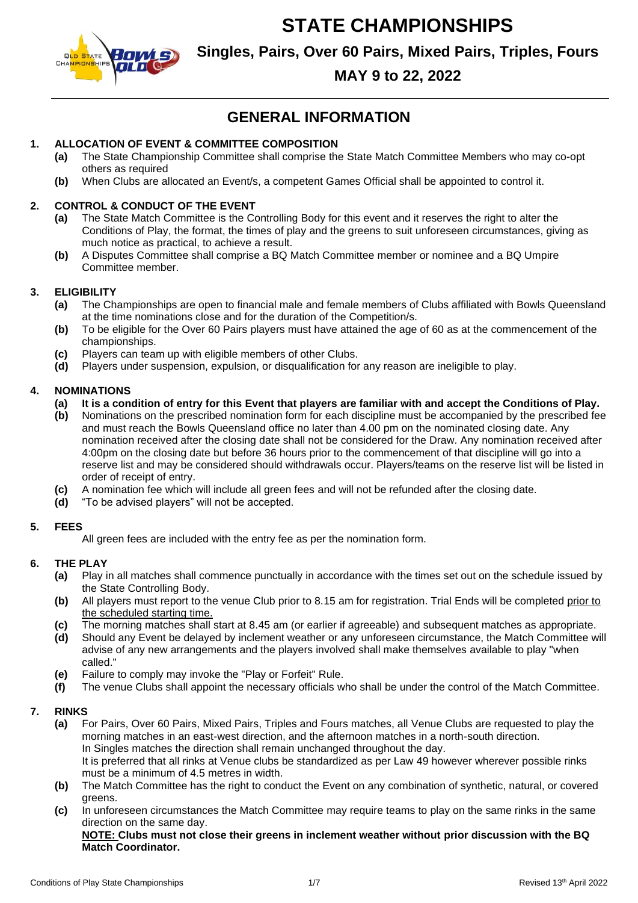# STATE CHAMPIONSHIPS

## Singles, Pairs, Over 60 Pairs, Mixed Pairs, Triples, Fours

## MAY 9 to 22, 2022

---

## GENERAL INFORMATION

### 1. ALLOCATION OF EVENT & COMMITTEE COMPOSITION

**(a)** The State Championship Committee shall comprise the State Match Committee Members who may co-opt others as required

**(b)** When Clubs are allocated an Event/s, a competent Games Official shall be appointed to control it.

### 2. CONTROL & CONDUCT OF THE EVENT

**(a)** The State Match Committee is the Controlling Body for this event and it reserves the right to alter the Conditions of Play, the format, the times of play and the greens to suit unforeseen circumstances, giving as much notice as practical, to achieve a result.

**(b)** A Disputes Committee shall comprise a BQ Match Committee member or nominee and a BQ Umpire Committee member.

### 3. ELIGIBILITY

**(a)** The Championships are open to financial male and female members of Clubs affiliated with Bowls Queensland at the time nominations close and for the duration of the Competition/s.

**(b)** To be eligible for the Over 60 Pairs players must have attained the age of 60 as at the commencement of the championships.

**(c)** Players can team up with eligible members of other Clubs.

**(d)** Players under suspension, expulsion, or disqualification for any reason are ineligible to play.

### 4. NOMINATIONS

**(a)** **It is a condition of entry for this Event that players are familiar with and accept the Conditions of Play.**

**(b)** Nominations on the prescribed nomination form for each discipline must be accompanied by the prescribed fee and must reach the Bowls Queensland office no later than 4.00 pm on the nominated closing date. Any nomination received after the closing date shall not be considered for the Draw. Any nomination received after 4:00pm on the closing date but before 36 hours prior to the commencement of that discipline will go into a reserve list and may be considered should withdrawals occur. Players/teams on the reserve list will be listed in order of receipt of entry.

**(c)** A nomination fee which will include all green fees and will not be refunded after the closing date.

**(d)** "To be advised players" will not be accepted.

### 5. FEES

All green fees are included with the entry fee as per the nomination form.

### 6. THE PLAY

**(a)** Play in all matches shall commence punctually in accordance with the times set out on the schedule issued by the State Controlling Body.

**(b)** All players must report to the venue Club prior to 8.15 am for registration. Trial Ends will be completed prior to the scheduled starting time.

**(c)** The morning matches shall start at 8.45 am (or earlier if agreeable) and subsequent matches as appropriate.

**(d)** Should any Event be delayed by inclement weather or any unforeseen circumstance, the Match Committee will advise of any new arrangements and the players involved shall make themselves available to play "when called."

**(e)** Failure to comply may invoke the "Play or Forfeit" Rule.

**(f)** The venue Clubs shall appoint the necessary officials who shall be under the control of the Match Committee.

### 7. RINKS

**(a)** For Pairs, Over 60 Pairs, Mixed Pairs, Triples and Fours matches, all Venue Clubs are requested to play the morning matches in an east-west direction, and the afternoon matches in a north-south direction.
In Singles matches the direction shall remain unchanged throughout the day.
It is preferred that all rinks at Venue clubs be standardized as per Law 49 however wherever possible rinks must be a minimum of 4.5 metres in width.

**(b)** The Match Committee has the right to conduct the Event on any combination of synthetic, natural, or covered greens.

**(c)** In unforeseen circumstances the Match Committee may require teams to play on the same rinks in the same direction on the same day.

**NOTE: Clubs must not close their greens in inclement weather without prior discussion with the BQ Match Coordinator.**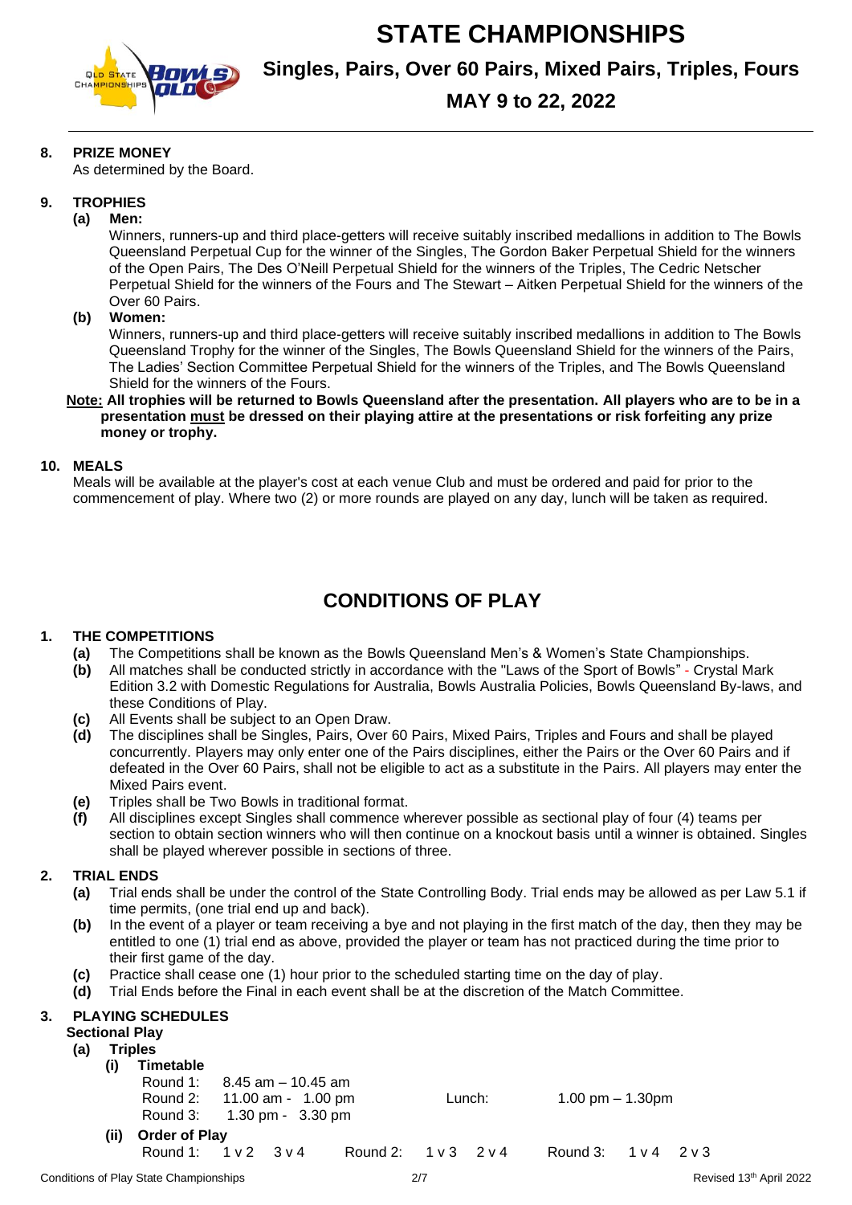# STATE CHAMPIONSHIPS

## Singles, Pairs, Over 60 Pairs, Mixed Pairs, Triples, Fours

## MAY 9 to 22, 2022

**8. PRIZE MONEY**

As determined by the Board.

**9. TROPHIES**

**(a) Men:**

Winners, runners-up and third place-getters will receive suitably inscribed medallions in addition to The Bowls Queensland Perpetual Cup for the winner of the Singles, The Gordon Baker Perpetual Shield for the winners of the Open Pairs, The Des O'Neill Perpetual Shield for the winners of the Triples, The Cedric Netscher Perpetual Shield for the winners of the Fours and The Stewart – Aitken Perpetual Shield for the winners of the Over 60 Pairs.

**(b) Women:**

Winners, runners-up and third place-getters will receive suitably inscribed medallions in addition to The Bowls Queensland Trophy for the winner of the Singles, The Bowls Queensland Shield for the winners of the Pairs, The Ladies' Section Committee Perpetual Shield for the winners of the Triples, and The Bowls Queensland Shield for the winners of the Fours.

**Note: All trophies will be returned to Bowls Queensland after the presentation. All players who are to be in a presentation must be dressed on their playing attire at the presentations or risk forfeiting any prize money or trophy.**

**10. MEALS**

Meals will be available at the player's cost at each venue Club and must be ordered and paid for prior to the commencement of play. Where two (2) or more rounds are played on any day, lunch will be taken as required.

# CONDITIONS OF PLAY

**1. THE COMPETITIONS**

- **(a)** The Competitions shall be known as the Bowls Queensland Men's & Women's State Championships.
- **(b)** All matches shall be conducted strictly in accordance with the "Laws of the Sport of Bowls" - Crystal Mark Edition 3.2 with Domestic Regulations for Australia, Bowls Australia Policies, Bowls Queensland By-laws, and these Conditions of Play.
- **(c)** All Events shall be subject to an Open Draw.
- **(d)** The disciplines shall be Singles, Pairs, Over 60 Pairs, Mixed Pairs, Triples and Fours and shall be played concurrently. Players may only enter one of the Pairs disciplines, either the Pairs or the Over 60 Pairs and if defeated in the Over 60 Pairs, shall not be eligible to act as a substitute in the Pairs. All players may enter the Mixed Pairs event.
- **(e)** Triples shall be Two Bowls in traditional format.
- **(f)** All disciplines except Singles shall commence wherever possible as sectional play of four (4) teams per section to obtain section winners who will then continue on a knockout basis until a winner is obtained. Singles shall be played wherever possible in sections of three.

**2. TRIAL ENDS**

- **(a)** Trial ends shall be under the control of the State Controlling Body. Trial ends may be allowed as per Law 5.1 if time permits, (one trial end up and back).
- **(b)** In the event of a player or team receiving a bye and not playing in the first match of the day, then they may be entitled to one (1) trial end as above, provided the player or team has not practiced during the time prior to their first game of the day.
- **(c)** Practice shall cease one (1) hour prior to the scheduled starting time on the day of play.
- **(d)** Trial Ends before the Final in each event shall be at the discretion of the Match Committee.

**3. PLAYING SCHEDULES**

**Sectional Play**

**(a) Triples**

**(i) Timetable**

Round 1: 8.45 am – 10.45 am
Round 2: 11.00 am - 1.00 pm — Lunch: 1.00 pm – 1.30pm
Round 3: 1.30 pm - 3.30 pm

**(ii) Order of Play**

Round 1: 1 v 2 3 v 4 — Round 2: 1 v 3 2 v 4 — Round 3: 1 v 4 2 v 3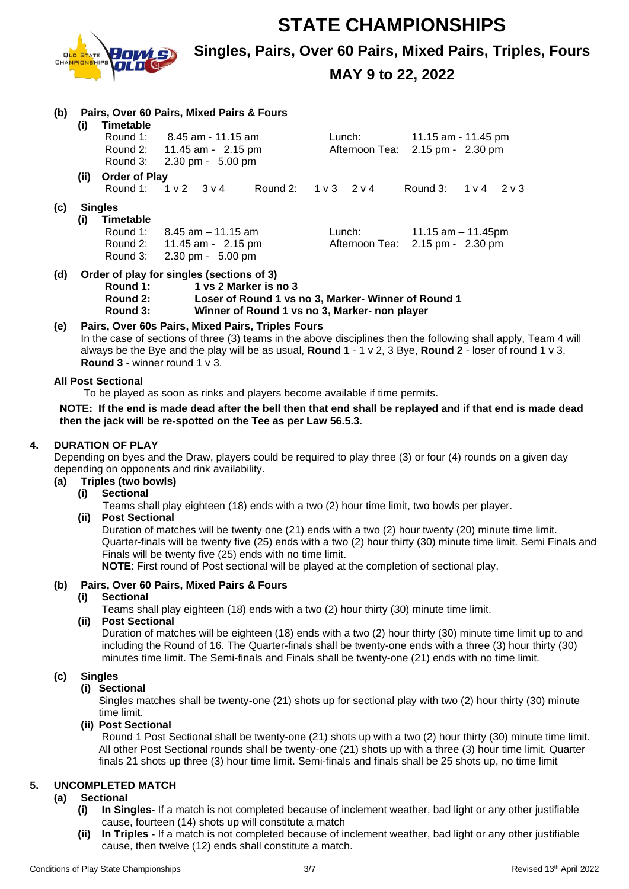# STATE CHAMPIONSHIPS

## Singles, Pairs, Over 60 Pairs, Mixed Pairs, Triples, Fours

## MAY 9 to 22, 2022

**(b) Pairs, Over 60 Pairs, Mixed Pairs & Fours**

**(i) Timetable**

| | | | |
|---|---|---|---|
| Round 1: | 8.45 am - 11.15 am | Lunch: | 11.15 am - 11.45 pm |
| Round 2: | 11.45 am - 2.15 pm | Afternoon Tea: | 2.15 pm - 2.30 pm |
| Round 3: | 2.30 pm - 5.00 pm | | |

**(ii) Order of Play**

Round 1: 1 v 2 3 v 4 Round 2: 1 v 3 2 v 4 Round 3: 1 v 4 2 v 3

**(c) Singles**

**(i) Timetable**

| | | | |
|---|---|---|---|
| Round 1: | 8.45 am – 11.15 am | Lunch: | 11.15 am – 11.45pm |
| Round 2: | 11.45 am - 2.15 pm | Afternoon Tea: | 2.15 pm - 2.30 pm |
| Round 3: | 2.30 pm - 5.00 pm | | |

**(d) Order of play for singles (sections of 3)**

**Round 1:** **1 vs 2 Marker is no 3**
**Round 2:** **Loser of Round 1 vs no 3, Marker- Winner of Round 1**
**Round 3:** **Winner of Round 1 vs no 3, Marker- non player**

**(e) Pairs, Over 60s Pairs, Mixed Pairs, Triples Fours**

In the case of sections of three (3) teams in the above disciplines then the following shall apply, Team 4 will always be the Bye and the play will be as usual, **Round 1** - 1 v 2, 3 Bye, **Round 2** - loser of round 1 v 3, **Round 3** - winner round 1 v 3.

**All Post Sectional**

To be played as soon as rinks and players become available if time permits.

**NOTE: If the end is made dead after the bell then that end shall be replayed and if that end is made dead then the jack will be re-spotted on the Tee as per Law 56.5.3.**

## 4. DURATION OF PLAY

Depending on byes and the Draw, players could be required to play three (3) or four (4) rounds on a given day depending on opponents and rink availability.

**(a) Triples (two bowls)**

**(i) Sectional**

Teams shall play eighteen (18) ends with a two (2) hour time limit, two bowls per player.

**(ii) Post Sectional**

Duration of matches will be twenty one (21) ends with a two (2) hour twenty (20) minute time limit. Quarter-finals will be twenty five (25) ends with a two (2) hour thirty (30) minute time limit. Semi Finals and Finals will be twenty five (25) ends with no time limit.

**NOTE**: First round of Post sectional will be played at the completion of sectional play.

**(b) Pairs, Over 60 Pairs, Mixed Pairs & Fours**

**(i) Sectional**

Teams shall play eighteen (18) ends with a two (2) hour thirty (30) minute time limit.

**(ii) Post Sectional**

Duration of matches will be eighteen (18) ends with a two (2) hour thirty (30) minute time limit up to and including the Round of 16. The Quarter-finals shall be twenty-one ends with a three (3) hour thirty (30) minutes time limit. The Semi-finals and Finals shall be twenty-one (21) ends with no time limit.

**(c) Singles**

**(i) Sectional**

Singles matches shall be twenty-one (21) shots up for sectional play with two (2) hour thirty (30) minute time limit.

**(ii) Post Sectional**

Round 1 Post Sectional shall be twenty-one (21) shots up with a two (2) hour thirty (30) minute time limit. All other Post Sectional rounds shall be twenty-one (21) shots up with a three (3) hour time limit. Quarter finals 21 shots up three (3) hour time limit. Semi-finals and finals shall be 25 shots up, no time limit

## 5. UNCOMPLETED MATCH

**(a) Sectional**

**(i) In Singles-** If a match is not completed because of inclement weather, bad light or any other justifiable cause, fourteen (14) shots up will constitute a match

**(ii) In Triples -** If a match is not completed because of inclement weather, bad light or any other justifiable cause, then twelve (12) ends shall constitute a match.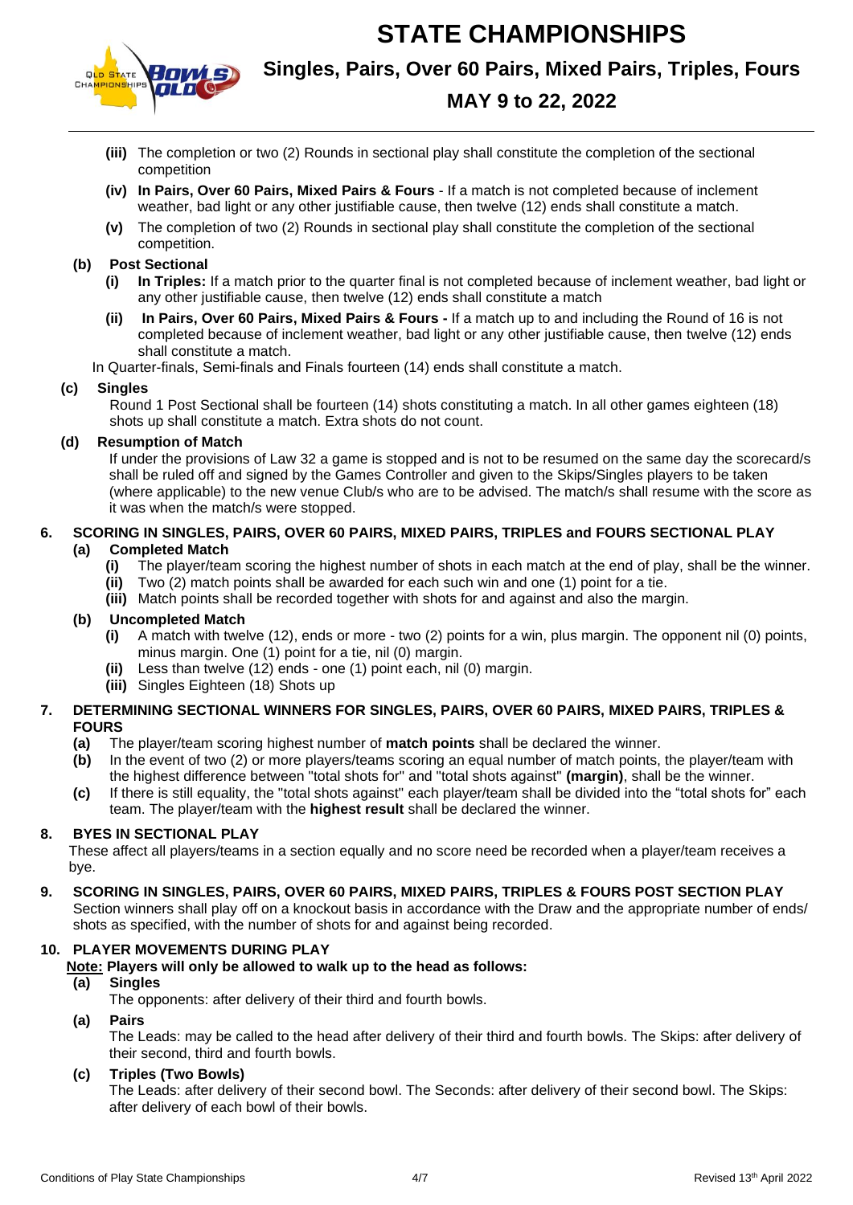- **(iii)** The completion or two (2) Rounds in sectional play shall constitute the completion of the sectional competition
- **(iv)** **In Pairs, Over 60 Pairs, Mixed Pairs & Fours** - If a match is not completed because of inclement weather, bad light or any other justifiable cause, then twelve (12) ends shall constitute a match.
- **(v)** The completion of two (2) Rounds in sectional play shall constitute the completion of the sectional competition.

**(b) Post Sectional**

- **(i)** **In Triples:** If a match prior to the quarter final is not completed because of inclement weather, bad light or any other justifiable cause, then twelve (12) ends shall constitute a match
- **(ii)** **In Pairs, Over 60 Pairs, Mixed Pairs & Fours -** If a match up to and including the Round of 16 is not completed because of inclement weather, bad light or any other justifiable cause, then twelve (12) ends shall constitute a match.

In Quarter-finals, Semi-finals and Finals fourteen (14) ends shall constitute a match.

**(c) Singles**

Round 1 Post Sectional shall be fourteen (14) shots constituting a match. In all other games eighteen (18) shots up shall constitute a match. Extra shots do not count.

**(d) Resumption of Match**

If under the provisions of Law 32 a game is stopped and is not to be resumed on the same day the scorecard/s shall be ruled off and signed by the Games Controller and given to the Skips/Singles players to be taken (where applicable) to the new venue Club/s who are to be advised. The match/s shall resume with the score as it was when the match/s were stopped.

## 6. SCORING IN SINGLES, PAIRS, OVER 60 PAIRS, MIXED PAIRS, TRIPLES and FOURS SECTIONAL PLAY

**(a) Completed Match**

- **(i)** The player/team scoring the highest number of shots in each match at the end of play, shall be the winner.
- **(ii)** Two (2) match points shall be awarded for each such win and one (1) point for a tie.
- **(iii)** Match points shall be recorded together with shots for and against and also the margin.

**(b) Uncompleted Match**

- **(i)** A match with twelve (12), ends or more - two (2) points for a win, plus margin. The opponent nil (0) points, minus margin. One (1) point for a tie, nil (0) margin.
- **(ii)** Less than twelve (12) ends - one (1) point each, nil (0) margin.
- **(iii)** Singles Eighteen (18) Shots up

## 7. DETERMINING SECTIONAL WINNERS FOR SINGLES, PAIRS, OVER 60 PAIRS, MIXED PAIRS, TRIPLES & FOURS

- **(a)** The player/team scoring highest number of **match points** shall be declared the winner.
- **(b)** In the event of two (2) or more players/teams scoring an equal number of match points, the player/team with the highest difference between "total shots for" and "total shots against" **(margin)**, shall be the winner.
- **(c)** If there is still equality, the "total shots against" each player/team shall be divided into the "total shots for" each team. The player/team with the **highest result** shall be declared the winner.

## 8. BYES IN SECTIONAL PLAY

These affect all players/teams in a section equally and no score need be recorded when a player/team receives a bye.

## 9. SCORING IN SINGLES, PAIRS, OVER 60 PAIRS, MIXED PAIRS, TRIPLES & FOURS POST SECTION PLAY

Section winners shall play off on a knockout basis in accordance with the Draw and the appropriate number of ends/ shots as specified, with the number of shots for and against being recorded.

## 10. PLAYER MOVEMENTS DURING PLAY

**Note: Players will only be allowed to walk up to the head as follows:**

**(a) Singles**

The opponents: after delivery of their third and fourth bowls.

**(a) Pairs**

The Leads: may be called to the head after delivery of their third and fourth bowls. The Skips: after delivery of their second, third and fourth bowls.

**(c) Triples (Two Bowls)**

The Leads: after delivery of their second bowl. The Seconds: after delivery of their second bowl. The Skips: after delivery of each bowl of their bowls.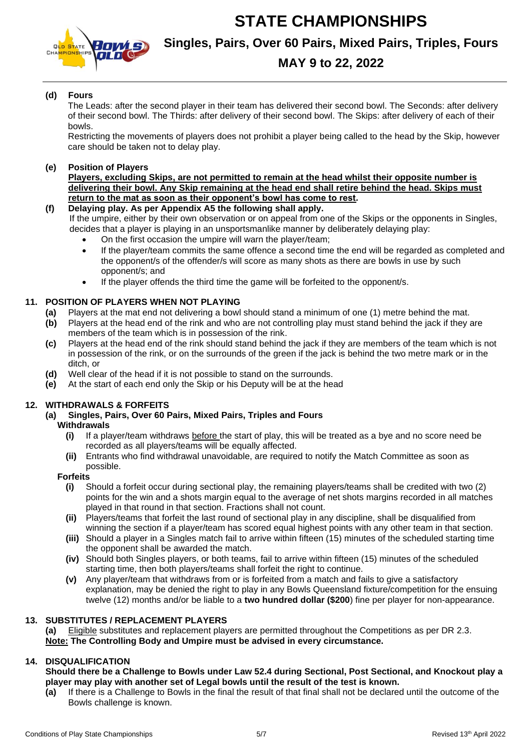**(d) Fours**

The Leads: after the second player in their team has delivered their second bowl. The Seconds: after delivery of their second bowl. The Thirds: after delivery of their second bowl. The Skips: after delivery of each of their bowls.

Restricting the movements of players does not prohibit a player being called to the head by the Skip, however care should be taken not to delay play.

**(e) Position of Players**

**Players, excluding Skips, are not permitted to remain at the head whilst their opposite number is delivering their bowl. Any Skip remaining at the head end shall retire behind the head. Skips must return to the mat as soon as their opponent's bowl has come to rest.**

**(f) Delaying play. As per Appendix A5 the following shall apply.**

If the umpire, either by their own observation or on appeal from one of the Skips or the opponents in Singles, decides that a player is playing in an unsportsmanlike manner by deliberately delaying play:

- On the first occasion the umpire will warn the player/team;
- If the player/team commits the same offence a second time the end will be regarded as completed and the opponent/s of the offender/s will score as many shots as there are bowls in use by such opponent/s; and
- If the player offends the third time the game will be forfeited to the opponent/s.

## 11. POSITION OF PLAYERS WHEN NOT PLAYING

**(a)** Players at the mat end not delivering a bowl should stand a minimum of one (1) metre behind the mat.

**(b)** Players at the head end of the rink and who are not controlling play must stand behind the jack if they are members of the team which is in possession of the rink.

**(c)** Players at the head end of the rink should stand behind the jack if they are members of the team which is not in possession of the rink, or on the surrounds of the green if the jack is behind the two metre mark or in the ditch, or

**(d)** Well clear of the head if it is not possible to stand on the surrounds.

**(e)** At the start of each end only the Skip or his Deputy will be at the head

## 12. WITHDRAWALS & FORFEITS

**(a) Singles, Pairs, Over 60 Pairs, Mixed Pairs, Triples and Fours**

**Withdrawals**

**(i)** If a player/team withdraws before the start of play, this will be treated as a bye and no score need be recorded as all players/teams will be equally affected.

**(ii)** Entrants who find withdrawal unavoidable, are required to notify the Match Committee as soon as possible.

**Forfeits**

**(i)** Should a forfeit occur during sectional play, the remaining players/teams shall be credited with two (2) points for the win and a shots margin equal to the average of net shots margins recorded in all matches played in that round in that section. Fractions shall not count.

**(ii)** Players/teams that forfeit the last round of sectional play in any discipline, shall be disqualified from winning the section if a player/team has scored equal highest points with any other team in that section.

**(iii)** Should a player in a Singles match fail to arrive within fifteen (15) minutes of the scheduled starting time the opponent shall be awarded the match.

**(iv)** Should both Singles players, or both teams, fail to arrive within fifteen (15) minutes of the scheduled starting time, then both players/teams shall forfeit the right to continue.

**(v)** Any player/team that withdraws from or is forfeited from a match and fails to give a satisfactory explanation, may be denied the right to play in any Bowls Queensland fixture/competition for the ensuing twelve (12) months and/or be liable to a **two hundred dollar ($200**) fine per player for non-appearance.

## 13. SUBSTITUTES / REPLACEMENT PLAYERS

**(a)** Eligible substitutes and replacement players are permitted throughout the Competitions as per DR 2.3.

**Note: The Controlling Body and Umpire must be advised in every circumstance.**

## 14. DISQUALIFICATION

**Should there be a Challenge to Bowls under Law 52.4 during Sectional, Post Sectional, and Knockout play a player may play with another set of Legal bowls until the result of the test is known.**

**(a)** If there is a Challenge to Bowls in the final the result of that final shall not be declared until the outcome of the Bowls challenge is known.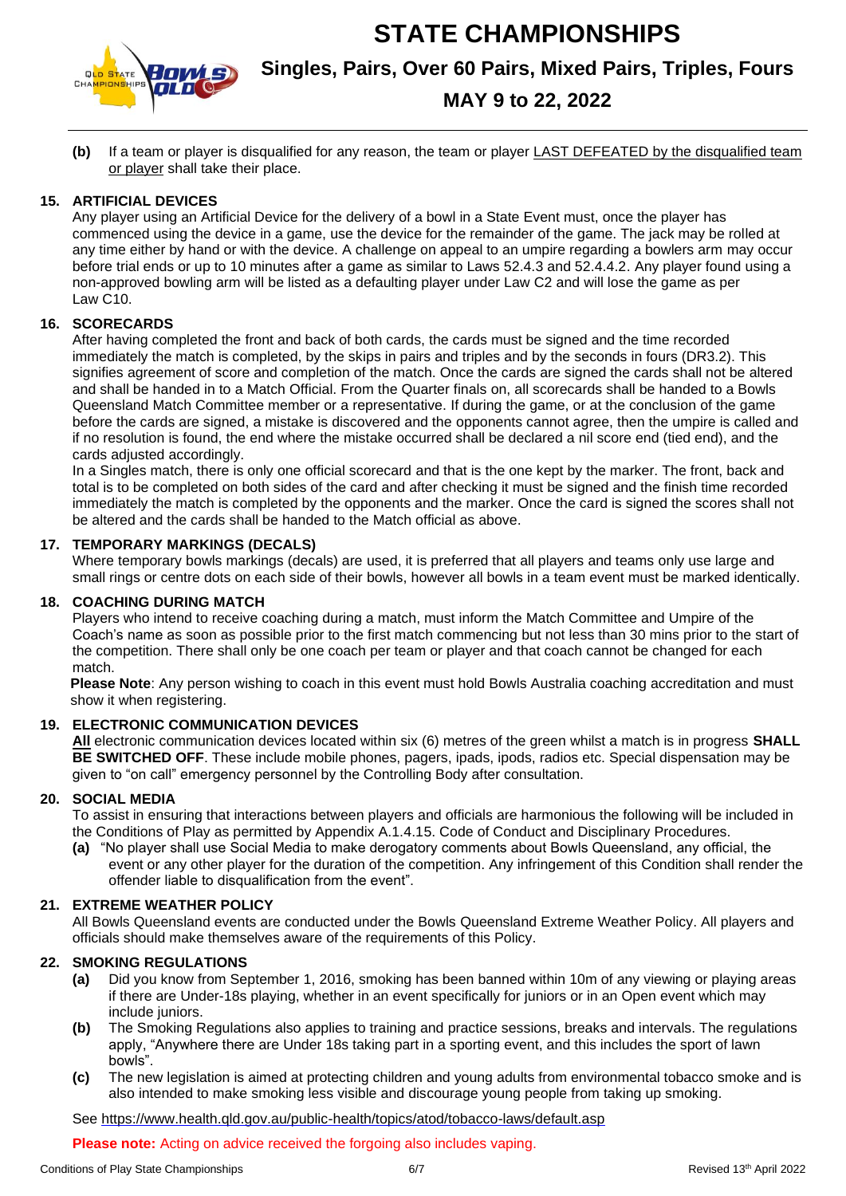**(b)** If a team or player is disqualified for any reason, the team or player LAST DEFEATED by the disqualified team or player shall take their place.

### 15. ARTIFICIAL DEVICES

Any player using an Artificial Device for the delivery of a bowl in a State Event must, once the player has commenced using the device in a game, use the device for the remainder of the game. The jack may be rolled at any time either by hand or with the device. A challenge on appeal to an umpire regarding a bowlers arm may occur before trial ends or up to 10 minutes after a game as similar to Laws 52.4.3 and 52.4.4.2. Any player found using a non-approved bowling arm will be listed as a defaulting player under Law C2 and will lose the game as per Law C10.

### 16. SCORECARDS

After having completed the front and back of both cards, the cards must be signed and the time recorded immediately the match is completed, by the skips in pairs and triples and by the seconds in fours (DR3.2). This signifies agreement of score and completion of the match. Once the cards are signed the cards shall not be altered and shall be handed in to a Match Official. From the Quarter finals on, all scorecards shall be handed to a Bowls Queensland Match Committee member or a representative. If during the game, or at the conclusion of the game before the cards are signed, a mistake is discovered and the opponents cannot agree, then the umpire is called and if no resolution is found, the end where the mistake occurred shall be declared a nil score end (tied end), and the cards adjusted accordingly.

In a Singles match, there is only one official scorecard and that is the one kept by the marker. The front, back and total is to be completed on both sides of the card and after checking it must be signed and the finish time recorded immediately the match is completed by the opponents and the marker. Once the card is signed the scores shall not be altered and the cards shall be handed to the Match official as above.

### 17. TEMPORARY MARKINGS (DECALS)

Where temporary bowls markings (decals) are used, it is preferred that all players and teams only use large and small rings or centre dots on each side of their bowls, however all bowls in a team event must be marked identically.

### 18. COACHING DURING MATCH

Players who intend to receive coaching during a match, must inform the Match Committee and Umpire of the Coach's name as soon as possible prior to the first match commencing but not less than 30 mins prior to the start of the competition. There shall only be one coach per team or player and that coach cannot be changed for each match.

**Please Note**: Any person wishing to coach in this event must hold Bowls Australia coaching accreditation and must show it when registering.

### 19. ELECTRONIC COMMUNICATION DEVICES

**All** electronic communication devices located within six (6) metres of the green whilst a match is in progress **SHALL BE SWITCHED OFF**. These include mobile phones, pagers, ipads, ipods, radios etc. Special dispensation may be given to "on call" emergency personnel by the Controlling Body after consultation.

### 20. SOCIAL MEDIA

To assist in ensuring that interactions between players and officials are harmonious the following will be included in the Conditions of Play as permitted by Appendix A.1.4.15. Code of Conduct and Disciplinary Procedures.

**(a)** "No player shall use Social Media to make derogatory comments about Bowls Queensland, any official, the event or any other player for the duration of the competition. Any infringement of this Condition shall render the offender liable to disqualification from the event".

### 21. EXTREME WEATHER POLICY

All Bowls Queensland events are conducted under the Bowls Queensland Extreme Weather Policy. All players and officials should make themselves aware of the requirements of this Policy.

### 22. SMOKING REGULATIONS

**(a)** Did you know from September 1, 2016, smoking has been banned within 10m of any viewing or playing areas if there are Under-18s playing, whether in an event specifically for juniors or in an Open event which may include juniors.

**(b)** The Smoking Regulations also applies to training and practice sessions, breaks and intervals. The regulations apply, "Anywhere there are Under 18s taking part in a sporting event, and this includes the sport of lawn bowls".

**(c)** The new legislation is aimed at protecting children and young adults from environmental tobacco smoke and is also intended to make smoking less visible and discourage young people from taking up smoking.

See https://www.health.qld.gov.au/public-health/topics/atod/tobacco-laws/default.asp

**Please note:** Acting on advice received the forgoing also includes vaping.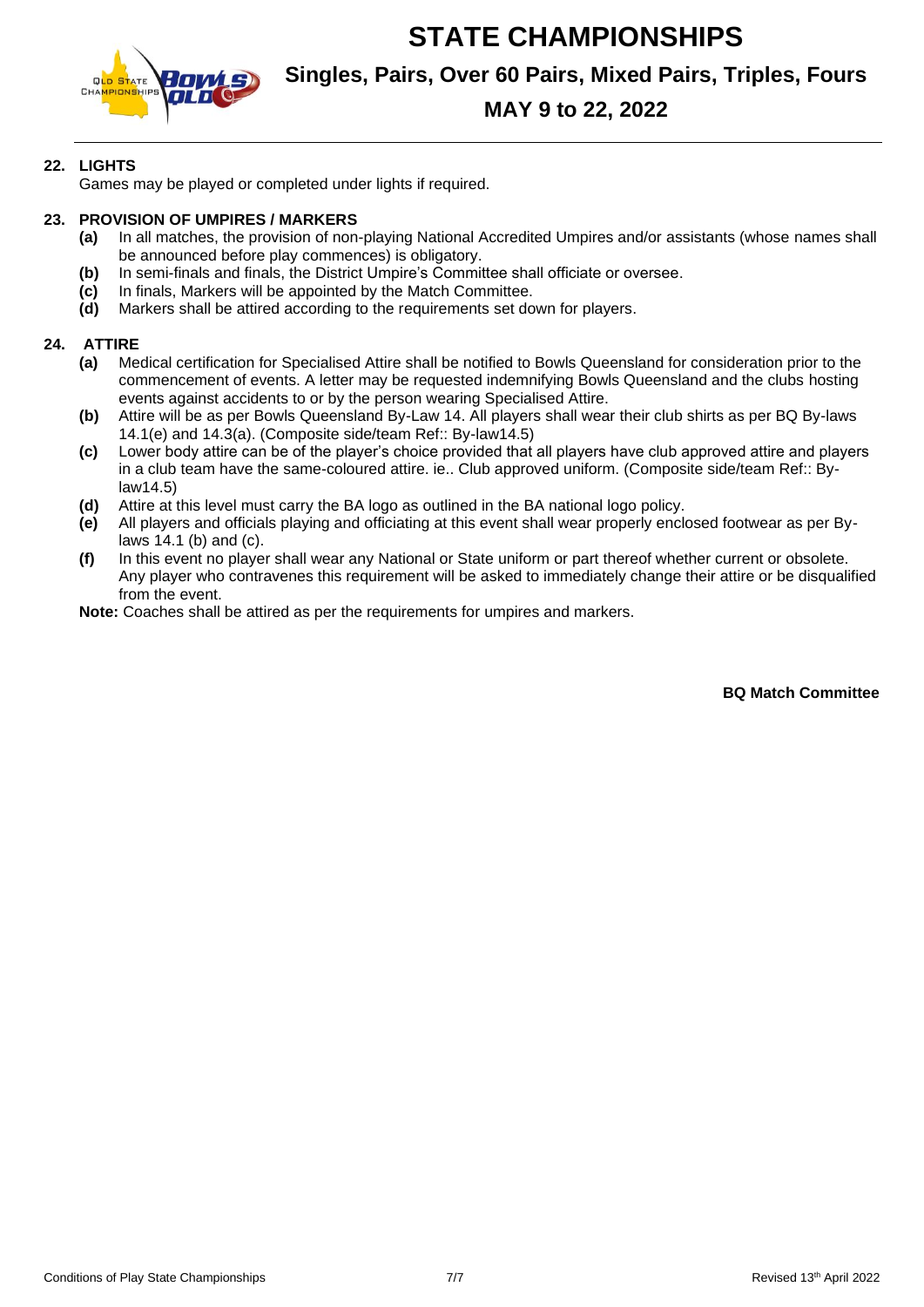# STATE CHAMPIONSHIPS

## Singles, Pairs, Over 60 Pairs, Mixed Pairs, Triples, Fours

## MAY 9 to 22, 2022

### 22. LIGHTS

Games may be played or completed under lights if required.

### 23. PROVISION OF UMPIRES / MARKERS

**(a)** In all matches, the provision of non-playing National Accredited Umpires and/or assistants (whose names shall be announced before play commences) is obligatory.

**(b)** In semi-finals and finals, the District Umpire's Committee shall officiate or oversee.

**(c)** In finals, Markers will be appointed by the Match Committee.

**(d)** Markers shall be attired according to the requirements set down for players.

### 24. ATTIRE

**(a)** Medical certification for Specialised Attire shall be notified to Bowls Queensland for consideration prior to the commencement of events. A letter may be requested indemnifying Bowls Queensland and the clubs hosting events against accidents to or by the person wearing Specialised Attire.

**(b)** Attire will be as per Bowls Queensland By-Law 14. All players shall wear their club shirts as per BQ By-laws 14.1(e) and 14.3(a). (Composite side/team Ref:: By-law14.5)

**(c)** Lower body attire can be of the player's choice provided that all players have club approved attire and players in a club team have the same-coloured attire. ie.. Club approved uniform. (Composite side/team Ref:: By-law14.5)

**(d)** Attire at this level must carry the BA logo as outlined in the BA national logo policy.

**(e)** All players and officials playing and officiating at this event shall wear properly enclosed footwear as per By-laws 14.1 (b) and (c).

**(f)** In this event no player shall wear any National or State uniform or part thereof whether current or obsolete. Any player who contravenes this requirement will be asked to immediately change their attire or be disqualified from the event.

**Note:** Coaches shall be attired as per the requirements for umpires and markers.

**BQ Match Committee**